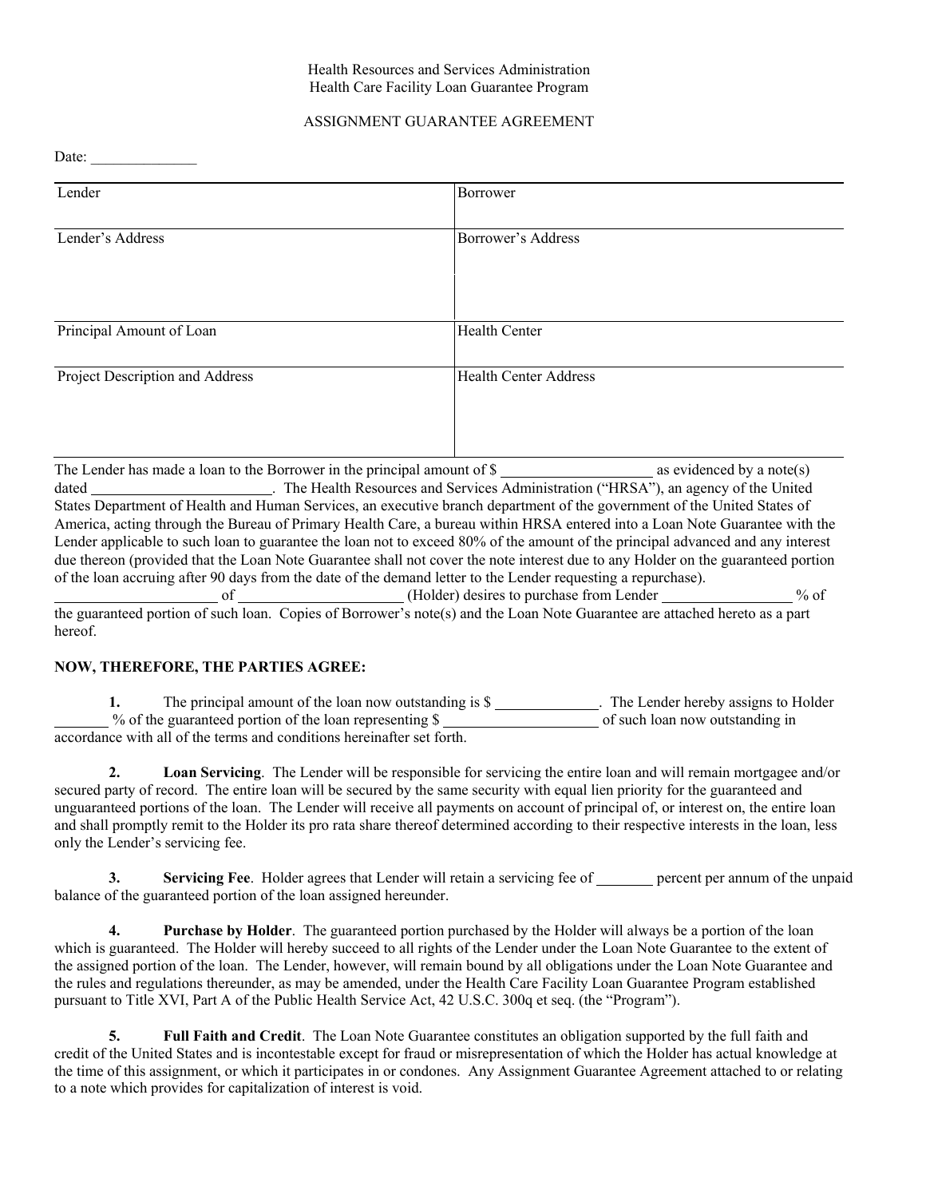Health Resources and Services Administration
Health Care Facility Loan Guarantee Program

ASSIGNMENT GUARANTEE AGREEMENT

Date: ______________

| Lender | Borrower |
| --- | --- |
| Lender's Address | Borrower's Address |
| Principal Amount of Loan | Health Center |
| Project Description and Address | Health Center Address |

The Lender has made a loan to the Borrower in the principal amount of $ ____________________ as evidenced by a note(s) dated ________________________. The Health Resources and Services Administration ("HRSA"), an agency of the United States Department of Health and Human Services, an executive branch department of the government of the United States of America, acting through the Bureau of Primary Health Care, a bureau within HRSA entered into a Loan Note Guarantee with the Lender applicable to such loan to guarantee the loan not to exceed 80% of the amount of the principal advanced and any interest due thereon (provided that the Loan Note Guarantee shall not cover the note interest due to any Holder on the guaranteed portion of the loan accruing after 90 days from the date of the demand letter to the Lender requesting a repurchase). _____________________ of _____________________ (Holder) desires to purchase from Lender _________________ % of the guaranteed portion of such loan. Copies of Borrower's note(s) and the Loan Note Guarantee are attached hereto as a part hereof.

**NOW, THEREFORE, THE PARTIES AGREE:**

**1.** The principal amount of the loan now outstanding is $ ______________. The Lender hereby assigns to Holder _______ % of the guaranteed portion of the loan representing $ ____________________ of such loan now outstanding in accordance with all of the terms and conditions hereinafter set forth.

**2. Loan Servicing**. The Lender will be responsible for servicing the entire loan and will remain mortgagee and/or secured party of record. The entire loan will be secured by the same security with equal lien priority for the guaranteed and unguaranteed portions of the loan. The Lender will receive all payments on account of principal of, or interest on, the entire loan and shall promptly remit to the Holder its pro rata share thereof determined according to their respective interests in the loan, less only the Lender's servicing fee.

**3. Servicing Fee**. Holder agrees that Lender will retain a servicing fee of _______ percent per annum of the unpaid balance of the guaranteed portion of the loan assigned hereunder.

**4. Purchase by Holder**. The guaranteed portion purchased by the Holder will always be a portion of the loan which is guaranteed. The Holder will hereby succeed to all rights of the Lender under the Loan Note Guarantee to the extent of the assigned portion of the loan. The Lender, however, will remain bound by all obligations under the Loan Note Guarantee and the rules and regulations thereunder, as may be amended, under the Health Care Facility Loan Guarantee Program established pursuant to Title XVI, Part A of the Public Health Service Act, 42 U.S.C. 300q et seq. (the "Program").

**5. Full Faith and Credit**. The Loan Note Guarantee constitutes an obligation supported by the full faith and credit of the United States and is incontestable except for fraud or misrepresentation of which the Holder has actual knowledge at the time of this assignment, or which it participates in or condones. Any Assignment Guarantee Agreement attached to or relating to a note which provides for capitalization of interest is void.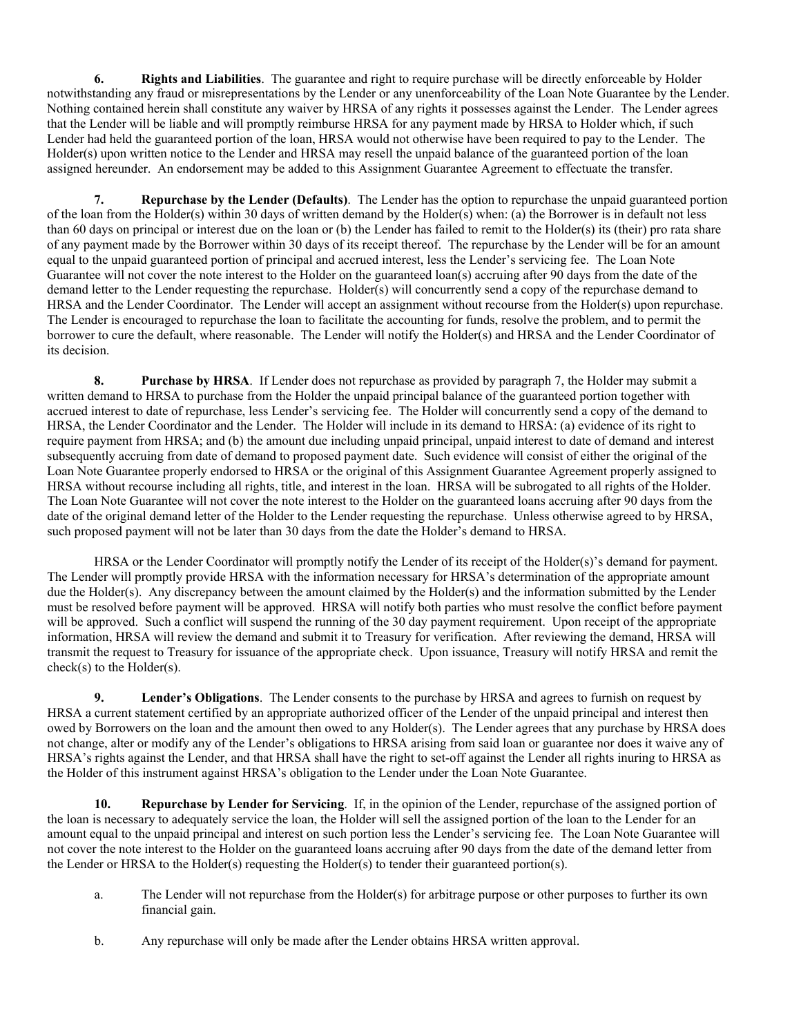**6. Rights and Liabilities**. The guarantee and right to require purchase will be directly enforceable by Holder notwithstanding any fraud or misrepresentations by the Lender or any unenforceability of the Loan Note Guarantee by the Lender. Nothing contained herein shall constitute any waiver by HRSA of any rights it possesses against the Lender. The Lender agrees that the Lender will be liable and will promptly reimburse HRSA for any payment made by HRSA to Holder which, if such Lender had held the guaranteed portion of the loan, HRSA would not otherwise have been required to pay to the Lender. The Holder(s) upon written notice to the Lender and HRSA may resell the unpaid balance of the guaranteed portion of the loan assigned hereunder. An endorsement may be added to this Assignment Guarantee Agreement to effectuate the transfer.

**7. Repurchase by the Lender (Defaults)**. The Lender has the option to repurchase the unpaid guaranteed portion of the loan from the Holder(s) within 30 days of written demand by the Holder(s) when: (a) the Borrower is in default not less than 60 days on principal or interest due on the loan or (b) the Lender has failed to remit to the Holder(s) its (their) pro rata share of any payment made by the Borrower within 30 days of its receipt thereof. The repurchase by the Lender will be for an amount equal to the unpaid guaranteed portion of principal and accrued interest, less the Lender's servicing fee. The Loan Note Guarantee will not cover the note interest to the Holder on the guaranteed loan(s) accruing after 90 days from the date of the demand letter to the Lender requesting the repurchase. Holder(s) will concurrently send a copy of the repurchase demand to HRSA and the Lender Coordinator. The Lender will accept an assignment without recourse from the Holder(s) upon repurchase. The Lender is encouraged to repurchase the loan to facilitate the accounting for funds, resolve the problem, and to permit the borrower to cure the default, where reasonable. The Lender will notify the Holder(s) and HRSA and the Lender Coordinator of its decision.

**8. Purchase by HRSA**. If Lender does not repurchase as provided by paragraph 7, the Holder may submit a written demand to HRSA to purchase from the Holder the unpaid principal balance of the guaranteed portion together with accrued interest to date of repurchase, less Lender's servicing fee. The Holder will concurrently send a copy of the demand to HRSA, the Lender Coordinator and the Lender. The Holder will include in its demand to HRSA: (a) evidence of its right to require payment from HRSA; and (b) the amount due including unpaid principal, unpaid interest to date of demand and interest subsequently accruing from date of demand to proposed payment date. Such evidence will consist of either the original of the Loan Note Guarantee properly endorsed to HRSA or the original of this Assignment Guarantee Agreement properly assigned to HRSA without recourse including all rights, title, and interest in the loan. HRSA will be subrogated to all rights of the Holder. The Loan Note Guarantee will not cover the note interest to the Holder on the guaranteed loans accruing after 90 days from the date of the original demand letter of the Holder to the Lender requesting the repurchase. Unless otherwise agreed to by HRSA, such proposed payment will not be later than 30 days from the date the Holder's demand to HRSA.

HRSA or the Lender Coordinator will promptly notify the Lender of its receipt of the Holder(s)'s demand for payment. The Lender will promptly provide HRSA with the information necessary for HRSA's determination of the appropriate amount due the Holder(s). Any discrepancy between the amount claimed by the Holder(s) and the information submitted by the Lender must be resolved before payment will be approved. HRSA will notify both parties who must resolve the conflict before payment will be approved. Such a conflict will suspend the running of the 30 day payment requirement. Upon receipt of the appropriate information, HRSA will review the demand and submit it to Treasury for verification. After reviewing the demand, HRSA will transmit the request to Treasury for issuance of the appropriate check. Upon issuance, Treasury will notify HRSA and remit the check(s) to the Holder(s).

**9. Lender's Obligations**. The Lender consents to the purchase by HRSA and agrees to furnish on request by HRSA a current statement certified by an appropriate authorized officer of the Lender of the unpaid principal and interest then owed by Borrowers on the loan and the amount then owed to any Holder(s). The Lender agrees that any purchase by HRSA does not change, alter or modify any of the Lender's obligations to HRSA arising from said loan or guarantee nor does it waive any of HRSA's rights against the Lender, and that HRSA shall have the right to set-off against the Lender all rights inuring to HRSA as the Holder of this instrument against HRSA's obligation to the Lender under the Loan Note Guarantee.

**10. Repurchase by Lender for Servicing**. If, in the opinion of the Lender, repurchase of the assigned portion of the loan is necessary to adequately service the loan, the Holder will sell the assigned portion of the loan to the Lender for an amount equal to the unpaid principal and interest on such portion less the Lender's servicing fee. The Loan Note Guarantee will not cover the note interest to the Holder on the guaranteed loans accruing after 90 days from the date of the demand letter from the Lender or HRSA to the Holder(s) requesting the Holder(s) to tender their guaranteed portion(s).

a. The Lender will not repurchase from the Holder(s) for arbitrage purpose or other purposes to further its own financial gain.

b. Any repurchase will only be made after the Lender obtains HRSA written approval.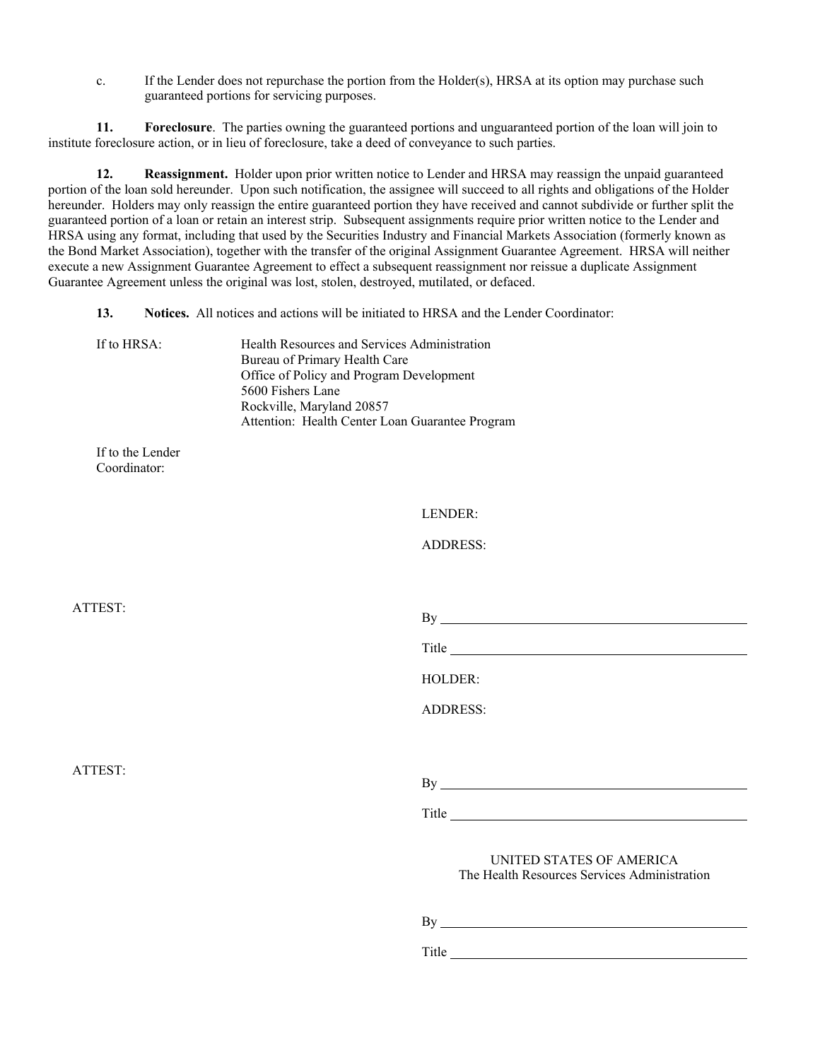c. If the Lender does not repurchase the portion from the Holder(s), HRSA at its option may purchase such guaranteed portions for servicing purposes.

**11. Foreclosure**. The parties owning the guaranteed portions and unguaranteed portion of the loan will join to institute foreclosure action, or in lieu of foreclosure, take a deed of conveyance to such parties.

**12. Reassignment.** Holder upon prior written notice to Lender and HRSA may reassign the unpaid guaranteed portion of the loan sold hereunder. Upon such notification, the assignee will succeed to all rights and obligations of the Holder hereunder. Holders may only reassign the entire guaranteed portion they have received and cannot subdivide or further split the guaranteed portion of a loan or retain an interest strip. Subsequent assignments require prior written notice to the Lender and HRSA using any format, including that used by the Securities Industry and Financial Markets Association (formerly known as the Bond Market Association), together with the transfer of the original Assignment Guarantee Agreement. HRSA will neither execute a new Assignment Guarantee Agreement to effect a subsequent reassignment nor reissue a duplicate Assignment Guarantee Agreement unless the original was lost, stolen, destroyed, mutilated, or defaced.

**13. Notices.** All notices and actions will be initiated to HRSA and the Lender Coordinator:

If to HRSA:

Health Resources and Services Administration
Bureau of Primary Health Care
Office of Policy and Program Development
5600 Fishers Lane
Rockville, Maryland 20857
Attention: Health Center Loan Guarantee Program

If to the Lender Coordinator:

LENDER:

ADDRESS:

ATTEST:

By ______________________________

Title ______________________________

HOLDER:

ADDRESS:

ATTEST:

By ______________________________

Title ______________________________

UNITED STATES OF AMERICA
The Health Resources Services Administration

By ______________________________

Title ______________________________